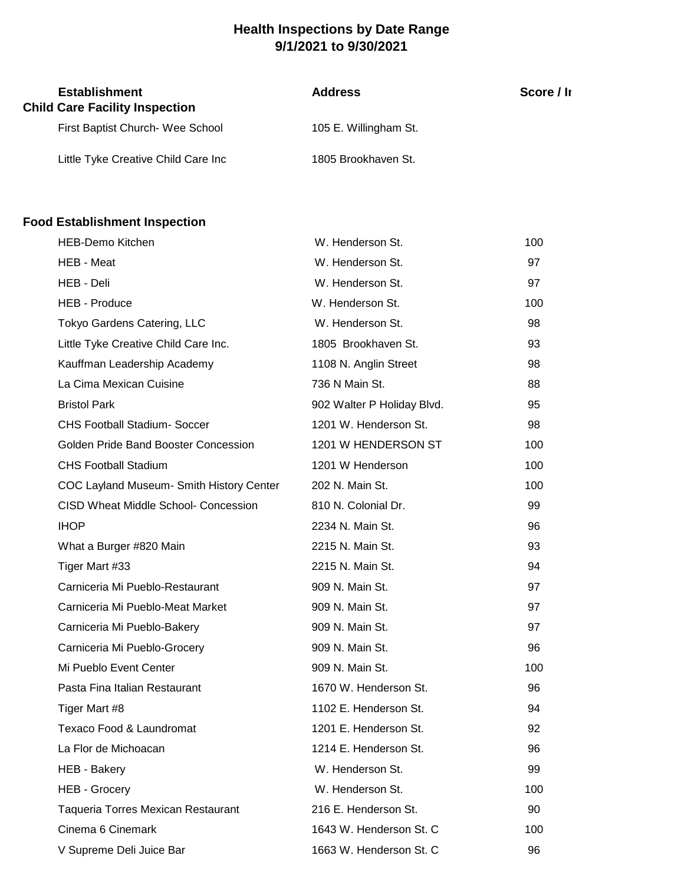# Health Inspections by Date Range
## 9/1/2021 to 9/30/2021

| Establishment | Address | Score / In |
|---|---|---|
| **Child Care Facility Inspection** | | |
| First Baptist Church- Wee School | 105 E. Willingham St. | |
| Little Tyke Creative Child Care Inc | 1805 Brookhaven St. | |
| **Food Establishment Inspection** | | |
| HEB-Demo Kitchen | W. Henderson St. | 100 |
| HEB - Meat | W. Henderson St. | 97 |
| HEB - Deli | W. Henderson St. | 97 |
| HEB - Produce | W. Henderson St. | 100 |
| Tokyo Gardens Catering, LLC | W. Henderson St. | 98 |
| Little Tyke Creative Child Care Inc. | 1805 Brookhaven St. | 93 |
| Kauffman Leadership Academy | 1108 N. Anglin Street | 98 |
| La Cima Mexican Cuisine | 736 N Main St. | 88 |
| Bristol Park | 902 Walter P Holiday Blvd. | 95 |
| CHS Football Stadium- Soccer | 1201 W. Henderson St. | 98 |
| Golden Pride Band Booster Concession | 1201 W HENDERSON ST | 100 |
| CHS Football Stadium | 1201 W Henderson | 100 |
| COC Layland Museum- Smith History Center | 202 N. Main St. | 100 |
| CISD Wheat Middle School- Concession | 810 N. Colonial Dr. | 99 |
| IHOP | 2234 N. Main St. | 96 |
| What a Burger #820 Main | 2215 N. Main St. | 93 |
| Tiger Mart #33 | 2215 N. Main St. | 94 |
| Carniceria Mi Pueblo-Restaurant | 909 N. Main St. | 97 |
| Carniceria Mi Pueblo-Meat Market | 909 N. Main St. | 97 |
| Carniceria Mi Pueblo-Bakery | 909 N. Main St. | 97 |
| Carniceria Mi Pueblo-Grocery | 909 N. Main St. | 96 |
| Mi Pueblo Event Center | 909 N. Main St. | 100 |
| Pasta Fina Italian Restaurant | 1670 W. Henderson St. | 96 |
| Tiger Mart #8 | 1102 E. Henderson St. | 94 |
| Texaco Food & Laundromat | 1201 E. Henderson St. | 92 |
| La Flor de Michoacan | 1214 E. Henderson St. | 96 |
| HEB - Bakery | W. Henderson St. | 99 |
| HEB - Grocery | W. Henderson St. | 100 |
| Taqueria Torres Mexican Restaurant | 216 E. Henderson St. | 90 |
| Cinema 6 Cinemark | 1643 W. Henderson St. C | 100 |
| V Supreme Deli Juice Bar | 1663 W. Henderson St. C | 96 |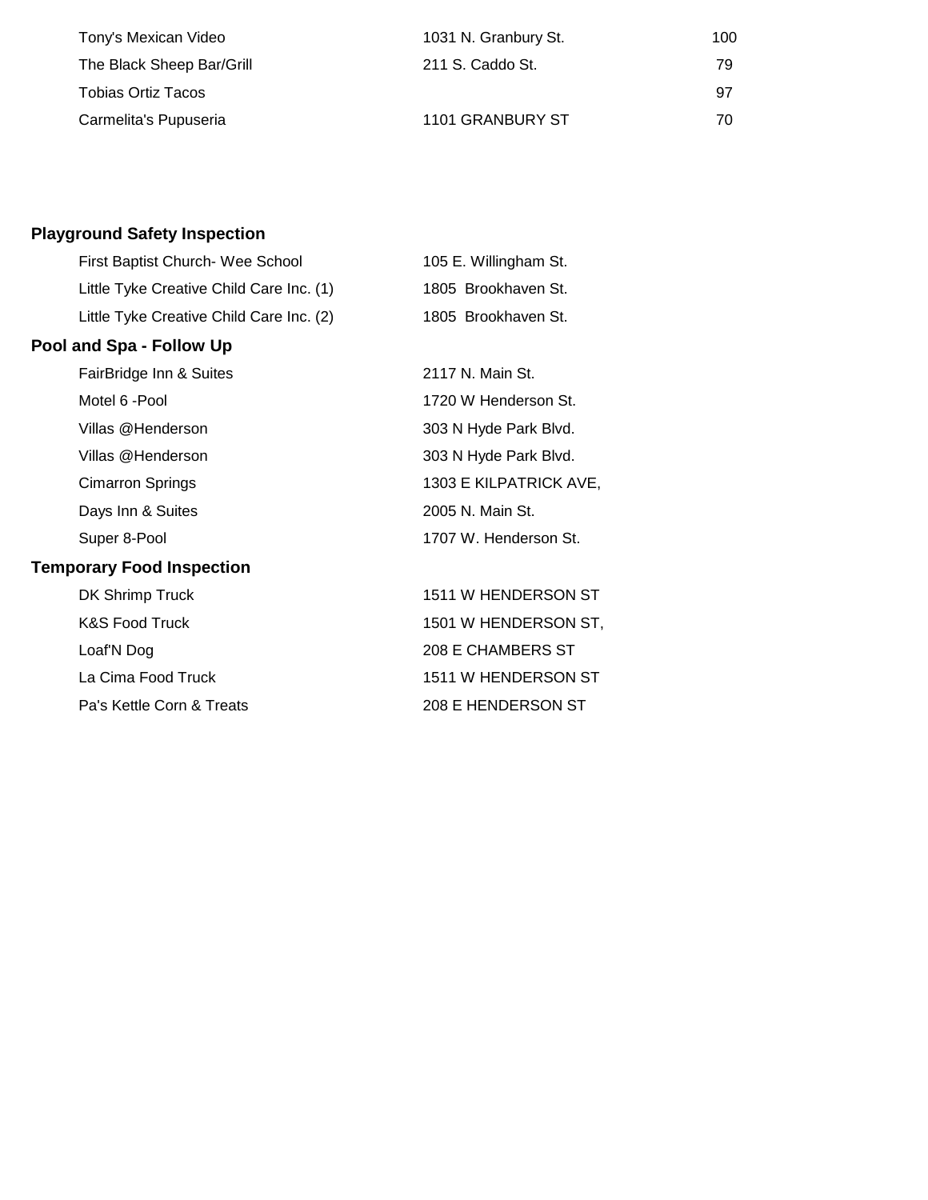| | | |
|---|---|---|
| Tony's Mexican Video | 1031 N. Granbury St. | 100 |
| The Black Sheep Bar/Grill | 211 S. Caddo St. | 79 |
| Tobias Ortiz Tacos | | 97 |
| Carmelita's Pupuseria | 1101 GRANBURY ST | 70 |

**Playground Safety Inspection**

| | |
|---|---|
| First Baptist Church- Wee School | 105 E. Willingham St. |
| Little Tyke Creative Child Care Inc. (1) | 1805 Brookhaven St. |
| Little Tyke Creative Child Care Inc. (2) | 1805 Brookhaven St. |

**Pool and Spa - Follow Up**

| | |
|---|---|
| FairBridge Inn & Suites | 2117 N. Main St. |
| Motel 6 -Pool | 1720 W Henderson St. |
| Villas @Henderson | 303 N Hyde Park Blvd. |
| Villas @Henderson | 303 N Hyde Park Blvd. |
| Cimarron Springs | 1303 E KILPATRICK AVE, |
| Days Inn & Suites | 2005 N. Main St. |
| Super 8-Pool | 1707 W. Henderson St. |

**Temporary Food Inspection**

| | |
|---|---|
| DK Shrimp Truck | 1511 W HENDERSON ST |
| K&S Food Truck | 1501 W HENDERSON ST, |
| Loaf'N Dog | 208 E CHAMBERS ST |
| La Cima Food Truck | 1511 W HENDERSON ST |
| Pa's Kettle Corn & Treats | 208 E HENDERSON ST |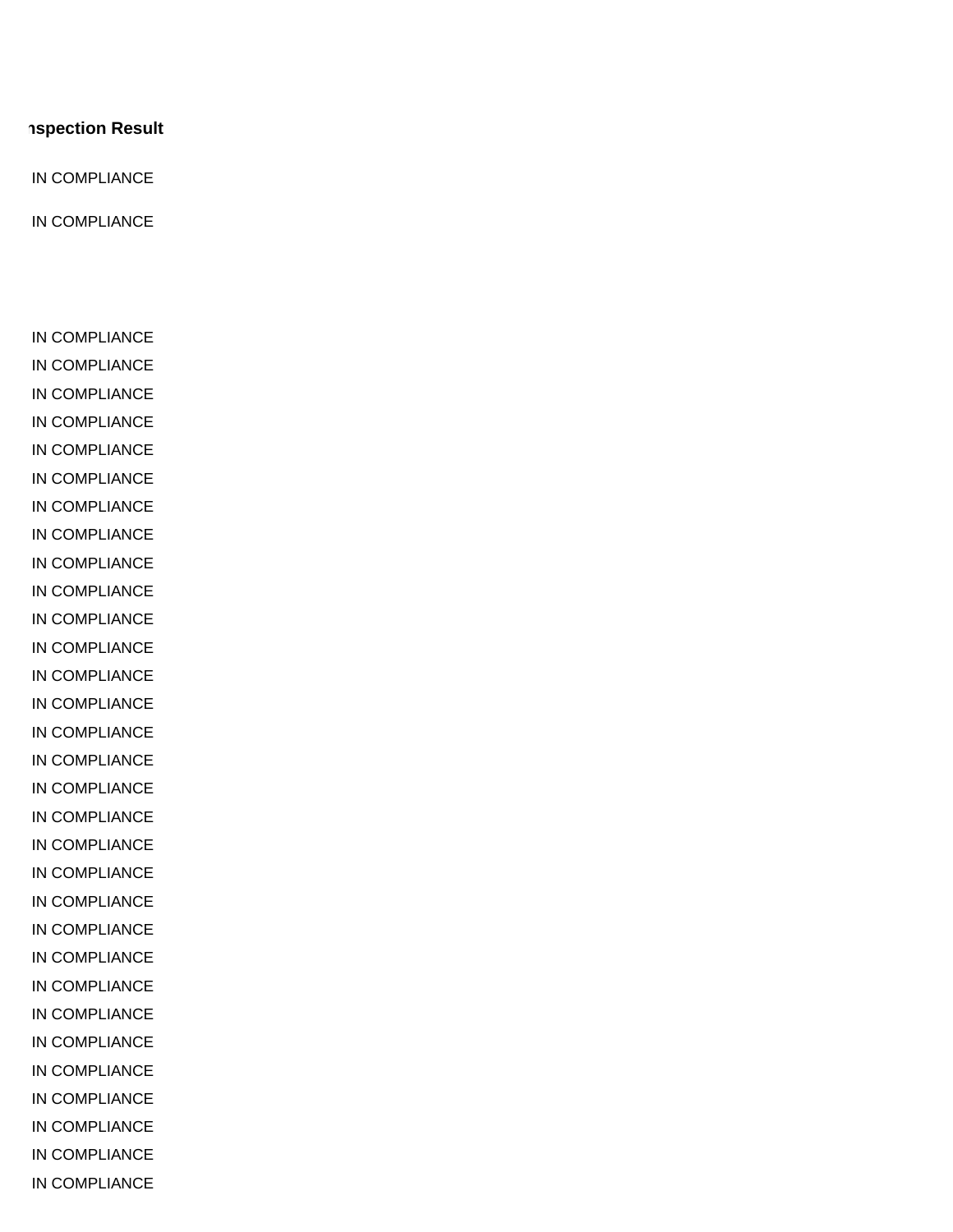| Inspection Result |
| --- |
| IN COMPLIANCE |
| IN COMPLIANCE |
| |
| IN COMPLIANCE |
| IN COMPLIANCE |
| IN COMPLIANCE |
| IN COMPLIANCE |
| IN COMPLIANCE |
| IN COMPLIANCE |
| IN COMPLIANCE |
| IN COMPLIANCE |
| IN COMPLIANCE |
| IN COMPLIANCE |
| IN COMPLIANCE |
| IN COMPLIANCE |
| IN COMPLIANCE |
| IN COMPLIANCE |
| IN COMPLIANCE |
| IN COMPLIANCE |
| IN COMPLIANCE |
| IN COMPLIANCE |
| IN COMPLIANCE |
| IN COMPLIANCE |
| IN COMPLIANCE |
| IN COMPLIANCE |
| IN COMPLIANCE |
| IN COMPLIANCE |
| IN COMPLIANCE |
| IN COMPLIANCE |
| IN COMPLIANCE |
| IN COMPLIANCE |
| IN COMPLIANCE |
| IN COMPLIANCE |
| IN COMPLIANCE |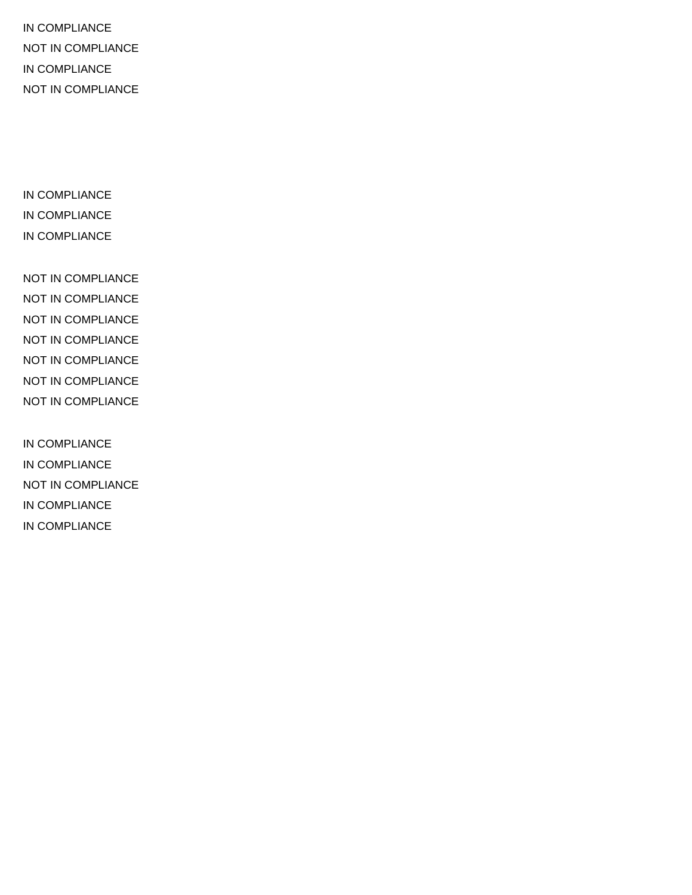IN COMPLIANCE
NOT IN COMPLIANCE
IN COMPLIANCE
NOT IN COMPLIANCE

IN COMPLIANCE
IN COMPLIANCE
IN COMPLIANCE

NOT IN COMPLIANCE
NOT IN COMPLIANCE
NOT IN COMPLIANCE
NOT IN COMPLIANCE
NOT IN COMPLIANCE
NOT IN COMPLIANCE
NOT IN COMPLIANCE

IN COMPLIANCE
IN COMPLIANCE
NOT IN COMPLIANCE
IN COMPLIANCE
IN COMPLIANCE